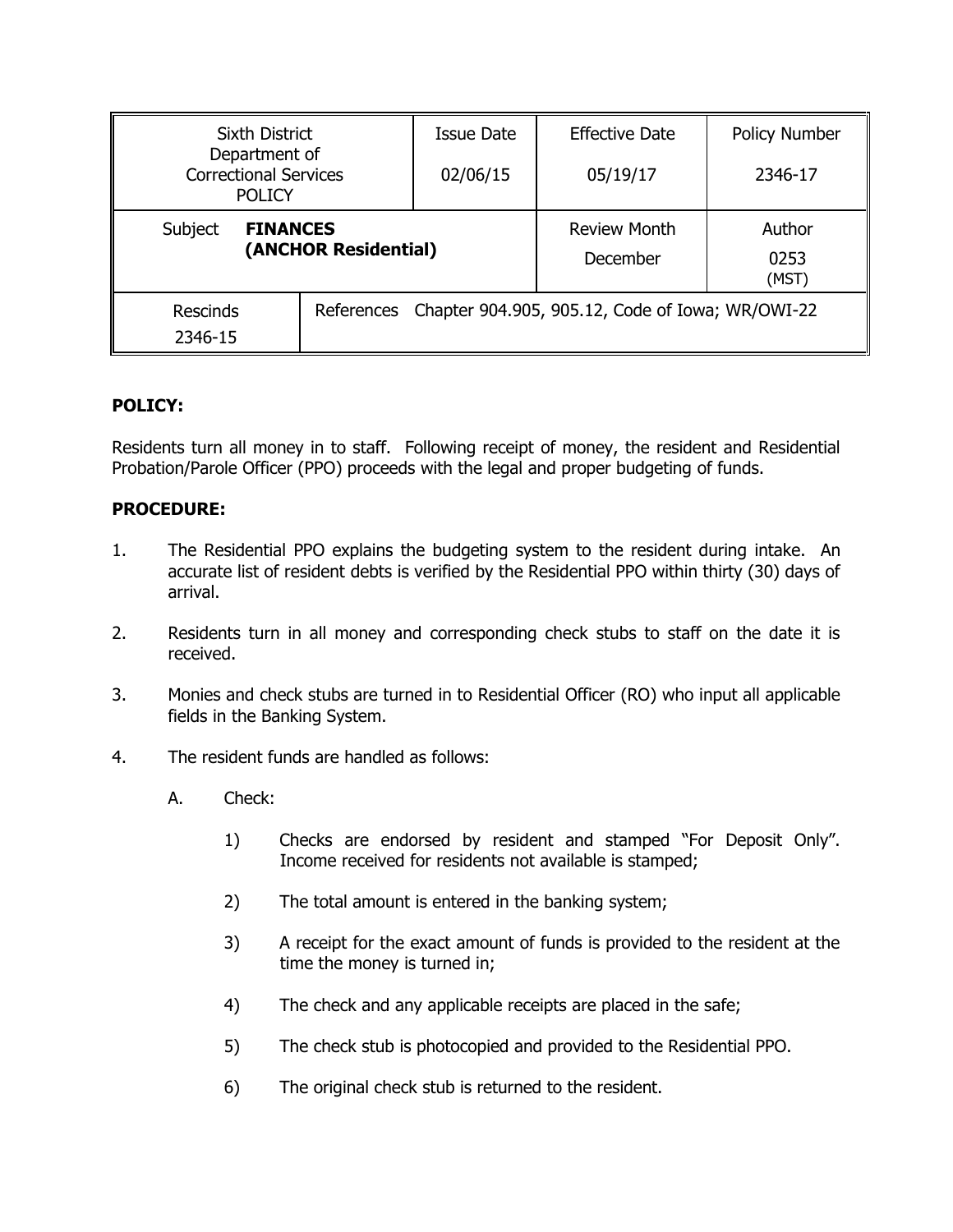| Sixth District Department of Correctional Services POLICY | | Issue Date 02/06/15 | Effective Date 05/19/17 | Policy Number 2346-17 |
|---|---|---|---|---|
| Subject **FINANCES (ANCHOR Residential)** | | | Review Month December | Author 0253 (MST) |
| Rescinds 2346-15 | References Chapter 904.905, 905.12, Code of Iowa; WR/OWI-22 | | | |

**POLICY:**

Residents turn all money in to staff. Following receipt of money, the resident and Residential Probation/Parole Officer (PPO) proceeds with the legal and proper budgeting of funds.

**PROCEDURE:**

1. The Residential PPO explains the budgeting system to the resident during intake. An accurate list of resident debts is verified by the Residential PPO within thirty (30) days of arrival.

2. Residents turn in all money and corresponding check stubs to staff on the date it is received.

3. Monies and check stubs are turned in to Residential Officer (RO) who input all applicable fields in the Banking System.

4. The resident funds are handled as follows:

   A. Check:

      1) Checks are endorsed by resident and stamped "For Deposit Only". Income received for residents not available is stamped;

      2) The total amount is entered in the banking system;

      3) A receipt for the exact amount of funds is provided to the resident at the time the money is turned in;

      4) The check and any applicable receipts are placed in the safe;

      5) The check stub is photocopied and provided to the Residential PPO.

      6) The original check stub is returned to the resident.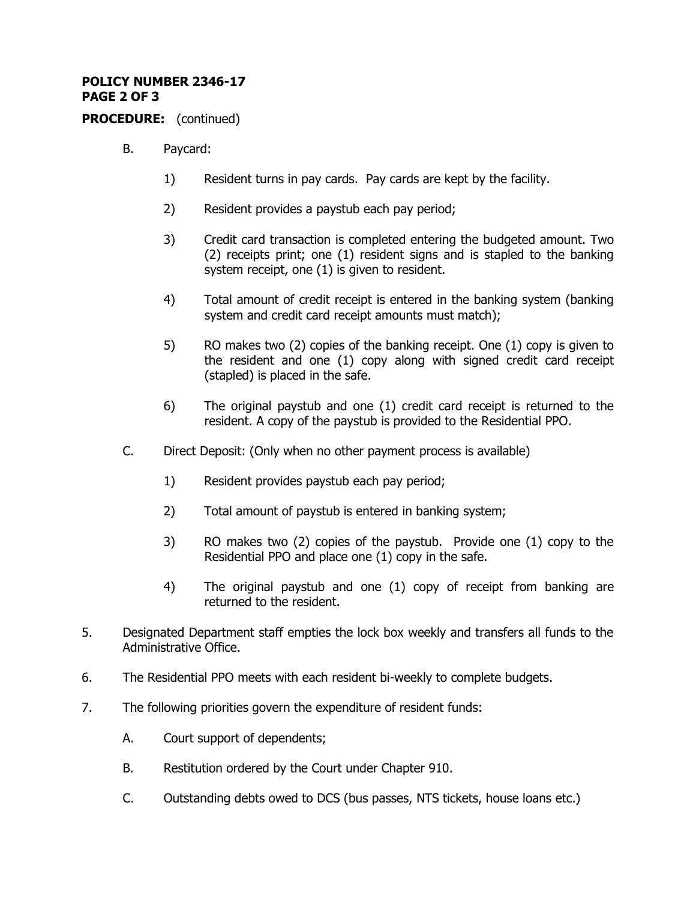**PROCEDURE:** (continued)

B. Paycard:

1) Resident turns in pay cards. Pay cards are kept by the facility.

2) Resident provides a paystub each pay period;

3) Credit card transaction is completed entering the budgeted amount. Two (2) receipts print; one (1) resident signs and is stapled to the banking system receipt, one (1) is given to resident.

4) Total amount of credit receipt is entered in the banking system (banking system and credit card receipt amounts must match);

5) RO makes two (2) copies of the banking receipt. One (1) copy is given to the resident and one (1) copy along with signed credit card receipt (stapled) is placed in the safe.

6) The original paystub and one (1) credit card receipt is returned to the resident. A copy of the paystub is provided to the Residential PPO.

C. Direct Deposit: (Only when no other payment process is available)

1) Resident provides paystub each pay period;

2) Total amount of paystub is entered in banking system;

3) RO makes two (2) copies of the paystub. Provide one (1) copy to the Residential PPO and place one (1) copy in the safe.

4) The original paystub and one (1) copy of receipt from banking are returned to the resident.

5. Designated Department staff empties the lock box weekly and transfers all funds to the Administrative Office.

6. The Residential PPO meets with each resident bi-weekly to complete budgets.

7. The following priorities govern the expenditure of resident funds:

A. Court support of dependents;

B. Restitution ordered by the Court under Chapter 910.

C. Outstanding debts owed to DCS (bus passes, NTS tickets, house loans etc.)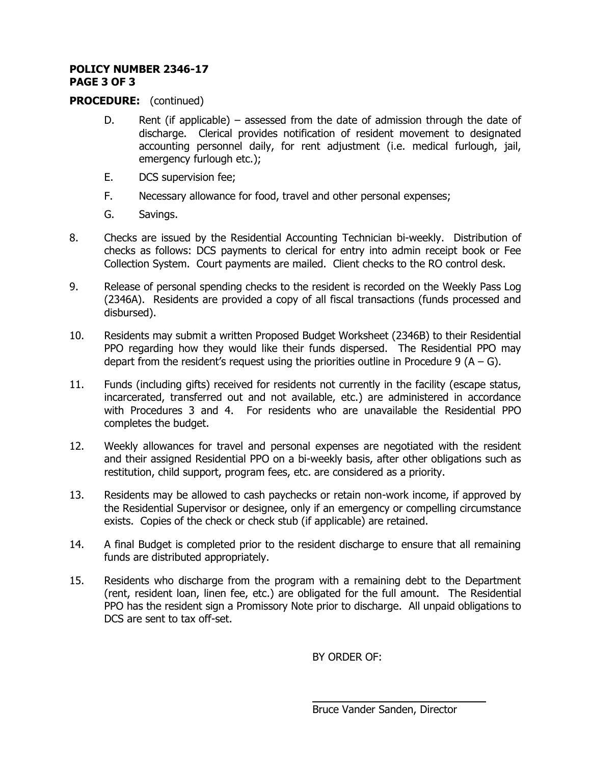**POLICY NUMBER 2346-17**
**PAGE 3 OF 3**

**PROCEDURE:** (continued)

D. Rent (if applicable) – assessed from the date of admission through the date of discharge. Clerical provides notification of resident movement to designated accounting personnel daily, for rent adjustment (i.e. medical furlough, jail, emergency furlough etc.);

E. DCS supervision fee;

F. Necessary allowance for food, travel and other personal expenses;

G. Savings.

8. Checks are issued by the Residential Accounting Technician bi-weekly. Distribution of checks as follows: DCS payments to clerical for entry into admin receipt book or Fee Collection System. Court payments are mailed. Client checks to the RO control desk.

9. Release of personal spending checks to the resident is recorded on the Weekly Pass Log (2346A). Residents are provided a copy of all fiscal transactions (funds processed and disbursed).

10. Residents may submit a written Proposed Budget Worksheet (2346B) to their Residential PPO regarding how they would like their funds dispersed. The Residential PPO may depart from the resident's request using the priorities outline in Procedure 9 (A – G).

11. Funds (including gifts) received for residents not currently in the facility (escape status, incarcerated, transferred out and not available, etc.) are administered in accordance with Procedures 3 and 4. For residents who are unavailable the Residential PPO completes the budget.

12. Weekly allowances for travel and personal expenses are negotiated with the resident and their assigned Residential PPO on a bi-weekly basis, after other obligations such as restitution, child support, program fees, etc. are considered as a priority.

13. Residents may be allowed to cash paychecks or retain non-work income, if approved by the Residential Supervisor or designee, only if an emergency or compelling circumstance exists. Copies of the check or check stub (if applicable) are retained.

14. A final Budget is completed prior to the resident discharge to ensure that all remaining funds are distributed appropriately.

15. Residents who discharge from the program with a remaining debt to the Department (rent, resident loan, linen fee, etc.) are obligated for the full amount. The Residential PPO has the resident sign a Promissory Note prior to discharge. All unpaid obligations to DCS are sent to tax off-set.

BY ORDER OF:

Bruce Vander Sanden, Director